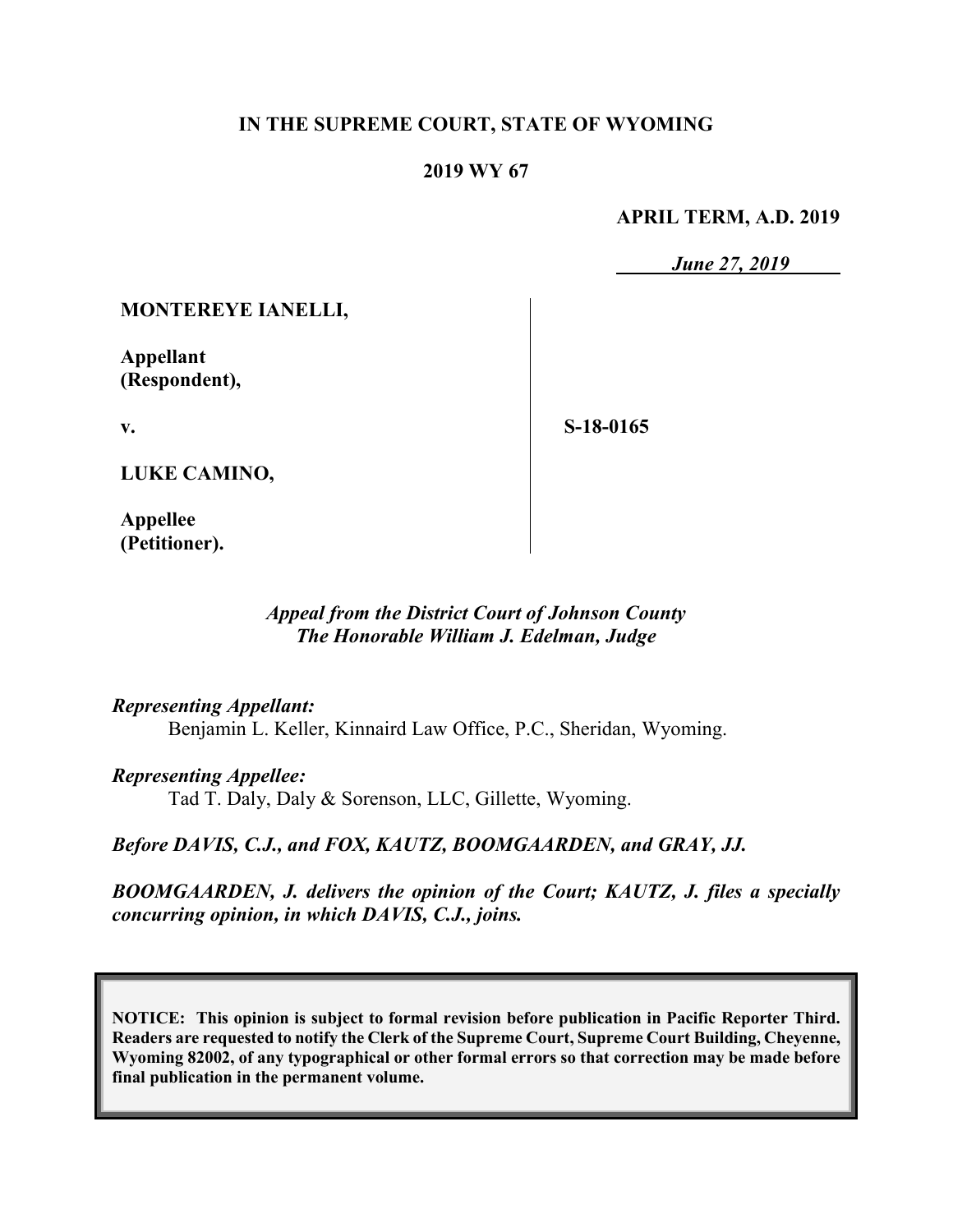**IN THE SUPREME COURT, STATE OF WYOMING**

**2019 WY 67**

**APRIL TERM, A.D. 2019**

*June 27, 2019*

| | |
|---|---|
| **MONTEREYE IANELLI,**<br><br>**Appellant (Respondent),**<br><br>**v.**<br><br>**LUKE CAMINO,**<br><br>**Appellee (Petitioner).** | **S-18-0165** |

*Appeal from the District Court of Johnson County*
*The Honorable William J. Edelman, Judge*

***Representing Appellant:***
Benjamin L. Keller, Kinnaird Law Office, P.C., Sheridan, Wyoming.

***Representing Appellee:***
Tad T. Daly, Daly & Sorenson, LLC, Gillette, Wyoming.

***Before DAVIS, C.J., and FOX, KAUTZ, BOOMGAARDEN, and GRAY, JJ.***

***BOOMGAARDEN, J. delivers the opinion of the Court; KAUTZ, J. files a specially concurring opinion, in which DAVIS, C.J., joins.***

**NOTICE: This opinion is subject to formal revision before publication in Pacific Reporter Third. Readers are requested to notify the Clerk of the Supreme Court, Supreme Court Building, Cheyenne, Wyoming 82002, of any typographical or other formal errors so that correction may be made before final publication in the permanent volume.**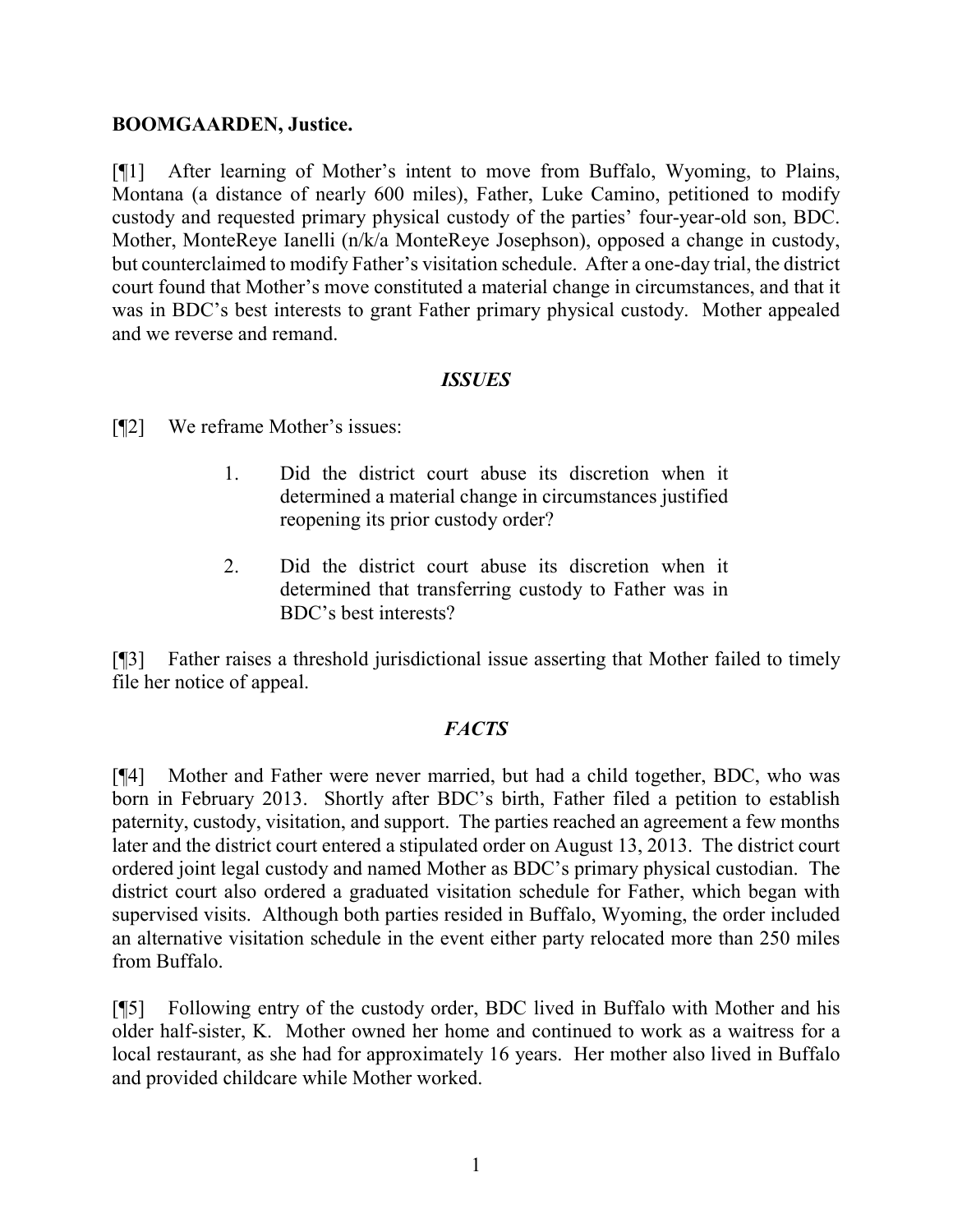**BOOMGAARDEN, Justice.**

[¶1] After learning of Mother's intent to move from Buffalo, Wyoming, to Plains, Montana (a distance of nearly 600 miles), Father, Luke Camino, petitioned to modify custody and requested primary physical custody of the parties' four-year-old son, BDC. Mother, MonteReye Ianelli (n/k/a MonteReye Josephson), opposed a change in custody, but counterclaimed to modify Father's visitation schedule. After a one-day trial, the district court found that Mother's move constituted a material change in circumstances, and that it was in BDC's best interests to grant Father primary physical custody. Mother appealed and we reverse and remand.

## *ISSUES*

[¶2] We reframe Mother's issues:

1. Did the district court abuse its discretion when it determined a material change in circumstances justified reopening its prior custody order?

2. Did the district court abuse its discretion when it determined that transferring custody to Father was in BDC's best interests?

[¶3] Father raises a threshold jurisdictional issue asserting that Mother failed to timely file her notice of appeal.

## *FACTS*

[¶4] Mother and Father were never married, but had a child together, BDC, who was born in February 2013. Shortly after BDC's birth, Father filed a petition to establish paternity, custody, visitation, and support. The parties reached an agreement a few months later and the district court entered a stipulated order on August 13, 2013. The district court ordered joint legal custody and named Mother as BDC's primary physical custodian. The district court also ordered a graduated visitation schedule for Father, which began with supervised visits. Although both parties resided in Buffalo, Wyoming, the order included an alternative visitation schedule in the event either party relocated more than 250 miles from Buffalo.

[¶5] Following entry of the custody order, BDC lived in Buffalo with Mother and his older half-sister, K. Mother owned her home and continued to work as a waitress for a local restaurant, as she had for approximately 16 years. Her mother also lived in Buffalo and provided childcare while Mother worked.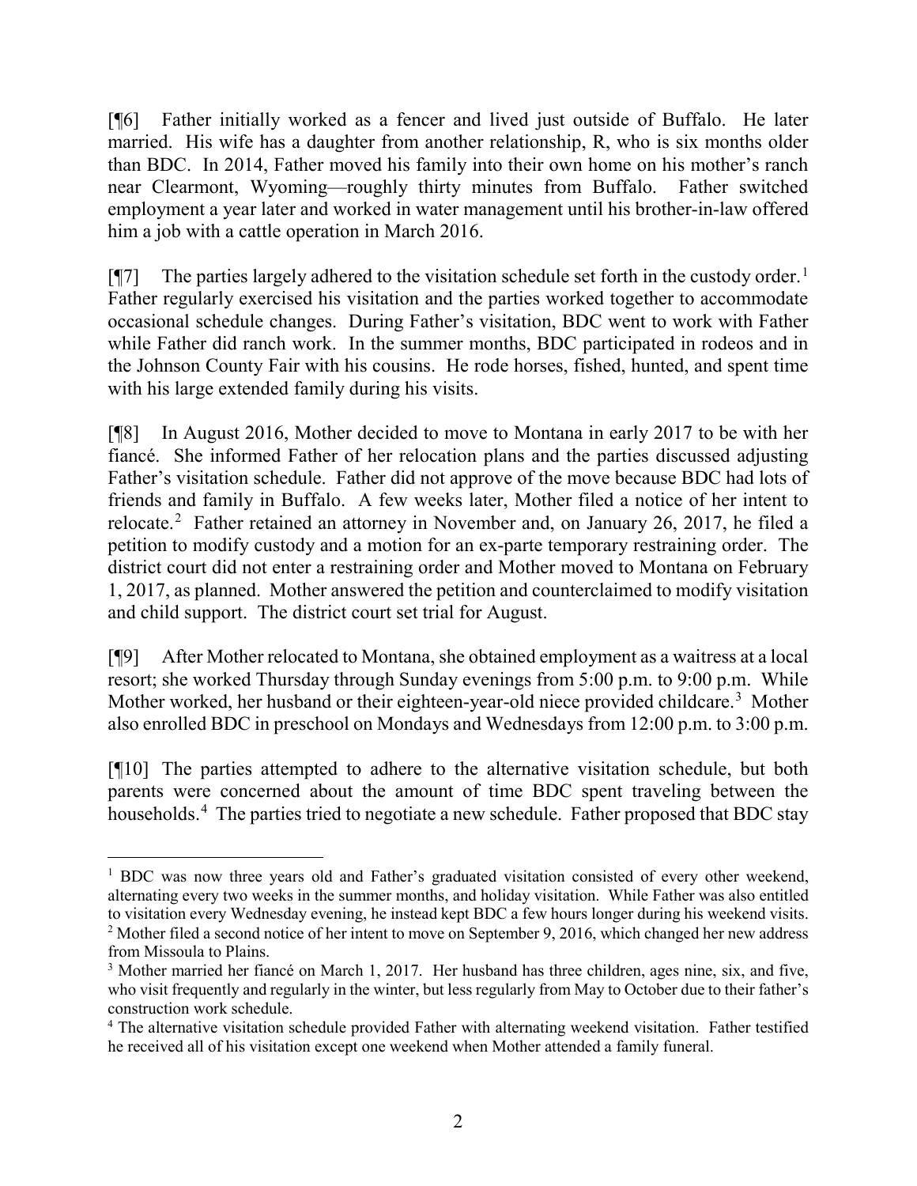[¶6] Father initially worked as a fencer and lived just outside of Buffalo. He later married. His wife has a daughter from another relationship, R, who is six months older than BDC. In 2014, Father moved his family into their own home on his mother's ranch near Clearmont, Wyoming—roughly thirty minutes from Buffalo. Father switched employment a year later and worked in water management until his brother-in-law offered him a job with a cattle operation in March 2016.

[¶7] The parties largely adhered to the visitation schedule set forth in the custody order.[1] Father regularly exercised his visitation and the parties worked together to accommodate occasional schedule changes. During Father's visitation, BDC went to work with Father while Father did ranch work. In the summer months, BDC participated in rodeos and in the Johnson County Fair with his cousins. He rode horses, fished, hunted, and spent time with his large extended family during his visits.

[¶8] In August 2016, Mother decided to move to Montana in early 2017 to be with her fiancé. She informed Father of her relocation plans and the parties discussed adjusting Father's visitation schedule. Father did not approve of the move because BDC had lots of friends and family in Buffalo. A few weeks later, Mother filed a notice of her intent to relocate.[2] Father retained an attorney in November and, on January 26, 2017, he filed a petition to modify custody and a motion for an ex-parte temporary restraining order. The district court did not enter a restraining order and Mother moved to Montana on February 1, 2017, as planned. Mother answered the petition and counterclaimed to modify visitation and child support. The district court set trial for August.

[¶9] After Mother relocated to Montana, she obtained employment as a waitress at a local resort; she worked Thursday through Sunday evenings from 5:00 p.m. to 9:00 p.m. While Mother worked, her husband or their eighteen-year-old niece provided childcare.[3] Mother also enrolled BDC in preschool on Mondays and Wednesdays from 12:00 p.m. to 3:00 p.m.

[¶10] The parties attempted to adhere to the alternative visitation schedule, but both parents were concerned about the amount of time BDC spent traveling between the households.[4] The parties tried to negotiate a new schedule. Father proposed that BDC stay

---

[1] BDC was now three years old and Father's graduated visitation consisted of every other weekend, alternating every two weeks in the summer months, and holiday visitation. While Father was also entitled to visitation every Wednesday evening, he instead kept BDC a few hours longer during his weekend visits.

[2] Mother filed a second notice of her intent to move on September 9, 2016, which changed her new address from Missoula to Plains.

[3] Mother married her fiancé on March 1, 2017. Her husband has three children, ages nine, six, and five, who visit frequently and regularly in the winter, but less regularly from May to October due to their father's construction work schedule.

[4] The alternative visitation schedule provided Father with alternating weekend visitation. Father testified he received all of his visitation except one weekend when Mother attended a family funeral.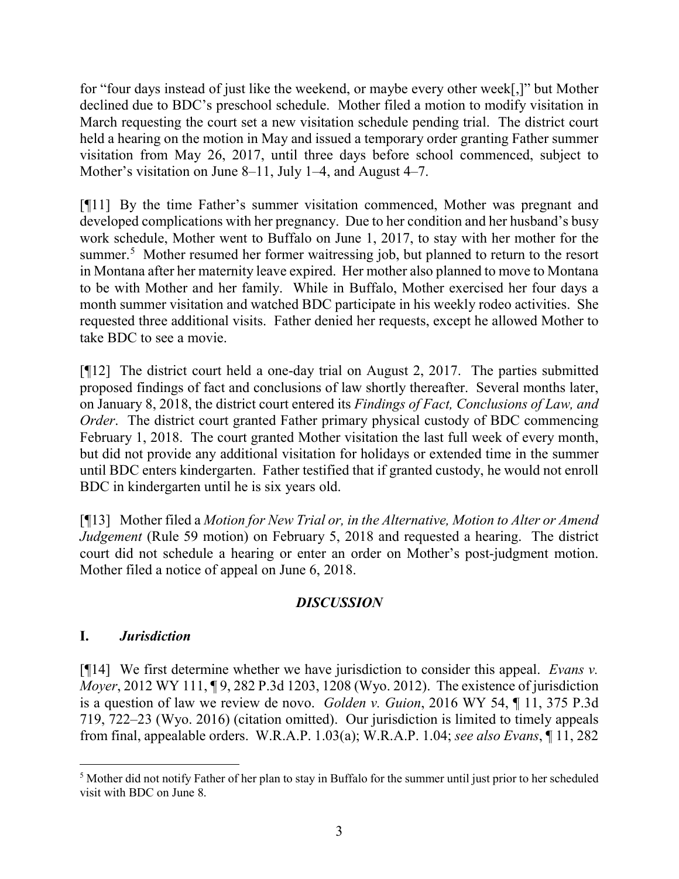for "four days instead of just like the weekend, or maybe every other week[,]" but Mother declined due to BDC's preschool schedule. Mother filed a motion to modify visitation in March requesting the court set a new visitation schedule pending trial. The district court held a hearing on the motion in May and issued a temporary order granting Father summer visitation from May 26, 2017, until three days before school commenced, subject to Mother's visitation on June 8–11, July 1–4, and August 4–7.

[¶11] By the time Father's summer visitation commenced, Mother was pregnant and developed complications with her pregnancy. Due to her condition and her husband's busy work schedule, Mother went to Buffalo on June 1, 2017, to stay with her mother for the summer.[5] Mother resumed her former waitressing job, but planned to return to the resort in Montana after her maternity leave expired. Her mother also planned to move to Montana to be with Mother and her family. While in Buffalo, Mother exercised her four days a month summer visitation and watched BDC participate in his weekly rodeo activities. She requested three additional visits. Father denied her requests, except he allowed Mother to take BDC to see a movie.

[¶12] The district court held a one-day trial on August 2, 2017. The parties submitted proposed findings of fact and conclusions of law shortly thereafter. Several months later, on January 8, 2018, the district court entered its *Findings of Fact, Conclusions of Law, and Order*. The district court granted Father primary physical custody of BDC commencing February 1, 2018. The court granted Mother visitation the last full week of every month, but did not provide any additional visitation for holidays or extended time in the summer until BDC enters kindergarten. Father testified that if granted custody, he would not enroll BDC in kindergarten until he is six years old.

[¶13] Mother filed a *Motion for New Trial or, in the Alternative, Motion to Alter or Amend Judgement* (Rule 59 motion) on February 5, 2018 and requested a hearing. The district court did not schedule a hearing or enter an order on Mother's post-judgment motion. Mother filed a notice of appeal on June 6, 2018.

## *DISCUSSION*

### I. *Jurisdiction*

[¶14] We first determine whether we have jurisdiction to consider this appeal. *Evans v. Moyer*, 2012 WY 111, ¶ 9, 282 P.3d 1203, 1208 (Wyo. 2012). The existence of jurisdiction is a question of law we review de novo. *Golden v. Guion*, 2016 WY 54, ¶ 11, 375 P.3d 719, 722–23 (Wyo. 2016) (citation omitted). Our jurisdiction is limited to timely appeals from final, appealable orders. W.R.A.P. 1.03(a); W.R.A.P. 1.04; *see also Evans*, ¶ 11, 282

---

[5] Mother did not notify Father of her plan to stay in Buffalo for the summer until just prior to her scheduled visit with BDC on June 8.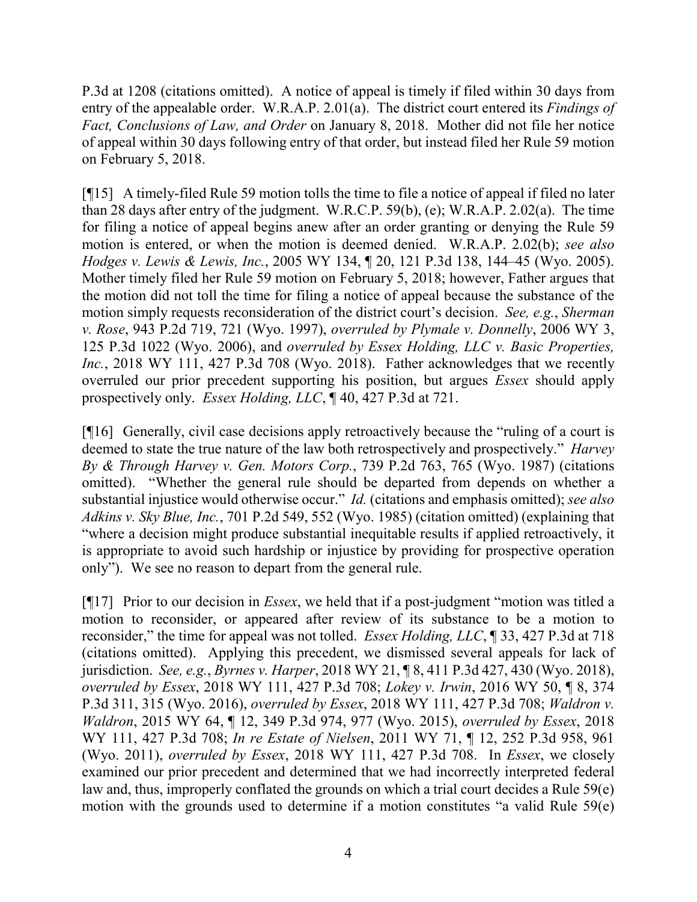P.3d at 1208 (citations omitted). A notice of appeal is timely if filed within 30 days from entry of the appealable order. W.R.A.P. 2.01(a). The district court entered its *Findings of Fact, Conclusions of Law, and Order* on January 8, 2018. Mother did not file her notice of appeal within 30 days following entry of that order, but instead filed her Rule 59 motion on February 5, 2018.

[¶15] A timely-filed Rule 59 motion tolls the time to file a notice of appeal if filed no later than 28 days after entry of the judgment. W.R.C.P. 59(b), (e); W.R.A.P. 2.02(a). The time for filing a notice of appeal begins anew after an order granting or denying the Rule 59 motion is entered, or when the motion is deemed denied. W.R.A.P. 2.02(b); *see also Hodges v. Lewis & Lewis, Inc.*, 2005 WY 134, ¶ 20, 121 P.3d 138, 144–45 (Wyo. 2005). Mother timely filed her Rule 59 motion on February 5, 2018; however, Father argues that the motion did not toll the time for filing a notice of appeal because the substance of the motion simply requests reconsideration of the district court's decision. *See, e.g.*, *Sherman v. Rose*, 943 P.2d 719, 721 (Wyo. 1997), *overruled by Plymale v. Donnelly*, 2006 WY 3, 125 P.3d 1022 (Wyo. 2006), and *overruled by Essex Holding, LLC v. Basic Properties, Inc.*, 2018 WY 111, 427 P.3d 708 (Wyo. 2018). Father acknowledges that we recently overruled our prior precedent supporting his position, but argues *Essex* should apply prospectively only. *Essex Holding, LLC*, ¶ 40, 427 P.3d at 721.

[¶16] Generally, civil case decisions apply retroactively because the "ruling of a court is deemed to state the true nature of the law both retrospectively and prospectively." *Harvey By & Through Harvey v. Gen. Motors Corp.*, 739 P.2d 763, 765 (Wyo. 1987) (citations omitted). "Whether the general rule should be departed from depends on whether a substantial injustice would otherwise occur." *Id.* (citations and emphasis omitted); *see also Adkins v. Sky Blue, Inc.*, 701 P.2d 549, 552 (Wyo. 1985) (citation omitted) (explaining that "where a decision might produce substantial inequitable results if applied retroactively, it is appropriate to avoid such hardship or injustice by providing for prospective operation only"). We see no reason to depart from the general rule.

[¶17] Prior to our decision in *Essex*, we held that if a post-judgment "motion was titled a motion to reconsider, or appeared after review of its substance to be a motion to reconsider," the time for appeal was not tolled. *Essex Holding, LLC*, ¶ 33, 427 P.3d at 718 (citations omitted). Applying this precedent, we dismissed several appeals for lack of jurisdiction. *See, e.g.*, *Byrnes v. Harper*, 2018 WY 21, ¶ 8, 411 P.3d 427, 430 (Wyo. 2018), *overruled by Essex*, 2018 WY 111, 427 P.3d 708; *Lokey v. Irwin*, 2016 WY 50, ¶ 8, 374 P.3d 311, 315 (Wyo. 2016), *overruled by Essex*, 2018 WY 111, 427 P.3d 708; *Waldron v. Waldron*, 2015 WY 64, ¶ 12, 349 P.3d 974, 977 (Wyo. 2015), *overruled by Essex*, 2018 WY 111, 427 P.3d 708; *In re Estate of Nielsen*, 2011 WY 71, ¶ 12, 252 P.3d 958, 961 (Wyo. 2011), *overruled by Essex*, 2018 WY 111, 427 P.3d 708. In *Essex*, we closely examined our prior precedent and determined that we had incorrectly interpreted federal law and, thus, improperly conflated the grounds on which a trial court decides a Rule 59(e) motion with the grounds used to determine if a motion constitutes "a valid Rule 59(e)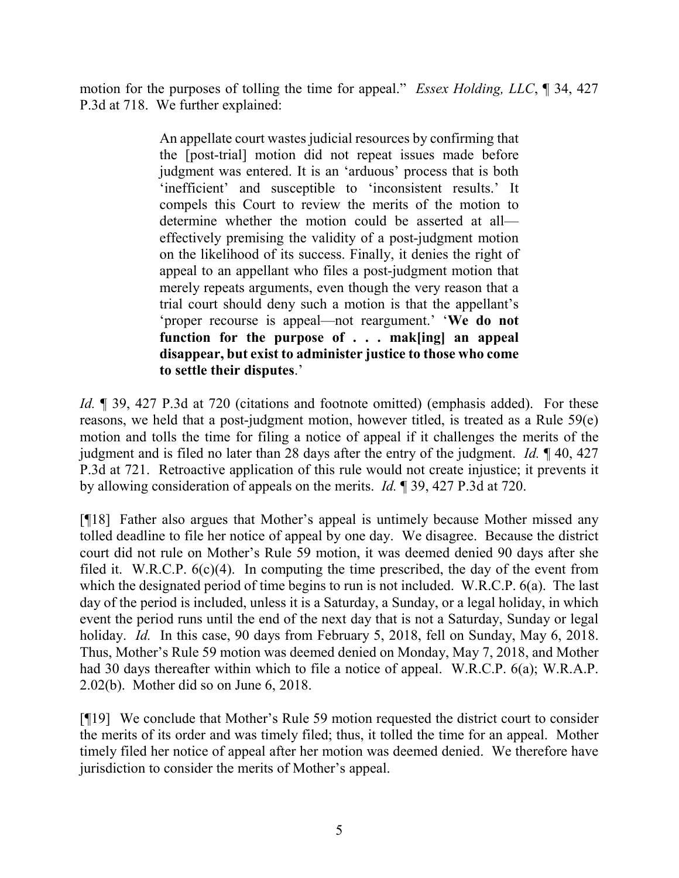motion for the purposes of tolling the time for appeal." *Essex Holding, LLC*, ¶ 34, 427 P.3d at 718. We further explained:

> An appellate court wastes judicial resources by confirming that the [post-trial] motion did not repeat issues made before judgment was entered. It is an 'arduous' process that is both 'inefficient' and susceptible to 'inconsistent results.' It compels this Court to review the merits of the motion to determine whether the motion could be asserted at all—effectively premising the validity of a post-judgment motion on the likelihood of its success. Finally, it denies the right of appeal to an appellant who files a post-judgment motion that merely repeats arguments, even though the very reason that a trial court should deny such a motion is that the appellant's 'proper recourse is appeal—not reargument.' '**We do not function for the purpose of . . . mak[ing] an appeal disappear, but exist to administer justice to those who come to settle their disputes**.'

*Id.* ¶ 39, 427 P.3d at 720 (citations and footnote omitted) (emphasis added). For these reasons, we held that a post-judgment motion, however titled, is treated as a Rule 59(e) motion and tolls the time for filing a notice of appeal if it challenges the merits of the judgment and is filed no later than 28 days after the entry of the judgment. *Id.* ¶ 40, 427 P.3d at 721. Retroactive application of this rule would not create injustice; it prevents it by allowing consideration of appeals on the merits. *Id.* ¶ 39, 427 P.3d at 720.

[¶18] Father also argues that Mother's appeal is untimely because Mother missed any tolled deadline to file her notice of appeal by one day. We disagree. Because the district court did not rule on Mother's Rule 59 motion, it was deemed denied 90 days after she filed it. W.R.C.P. 6(c)(4). In computing the time prescribed, the day of the event from which the designated period of time begins to run is not included. W.R.C.P. 6(a). The last day of the period is included, unless it is a Saturday, a Sunday, or a legal holiday, in which event the period runs until the end of the next day that is not a Saturday, Sunday or legal holiday. *Id.* In this case, 90 days from February 5, 2018, fell on Sunday, May 6, 2018. Thus, Mother's Rule 59 motion was deemed denied on Monday, May 7, 2018, and Mother had 30 days thereafter within which to file a notice of appeal. W.R.C.P. 6(a); W.R.A.P. 2.02(b). Mother did so on June 6, 2018.

[¶19] We conclude that Mother's Rule 59 motion requested the district court to consider the merits of its order and was timely filed; thus, it tolled the time for an appeal. Mother timely filed her notice of appeal after her motion was deemed denied. We therefore have jurisdiction to consider the merits of Mother's appeal.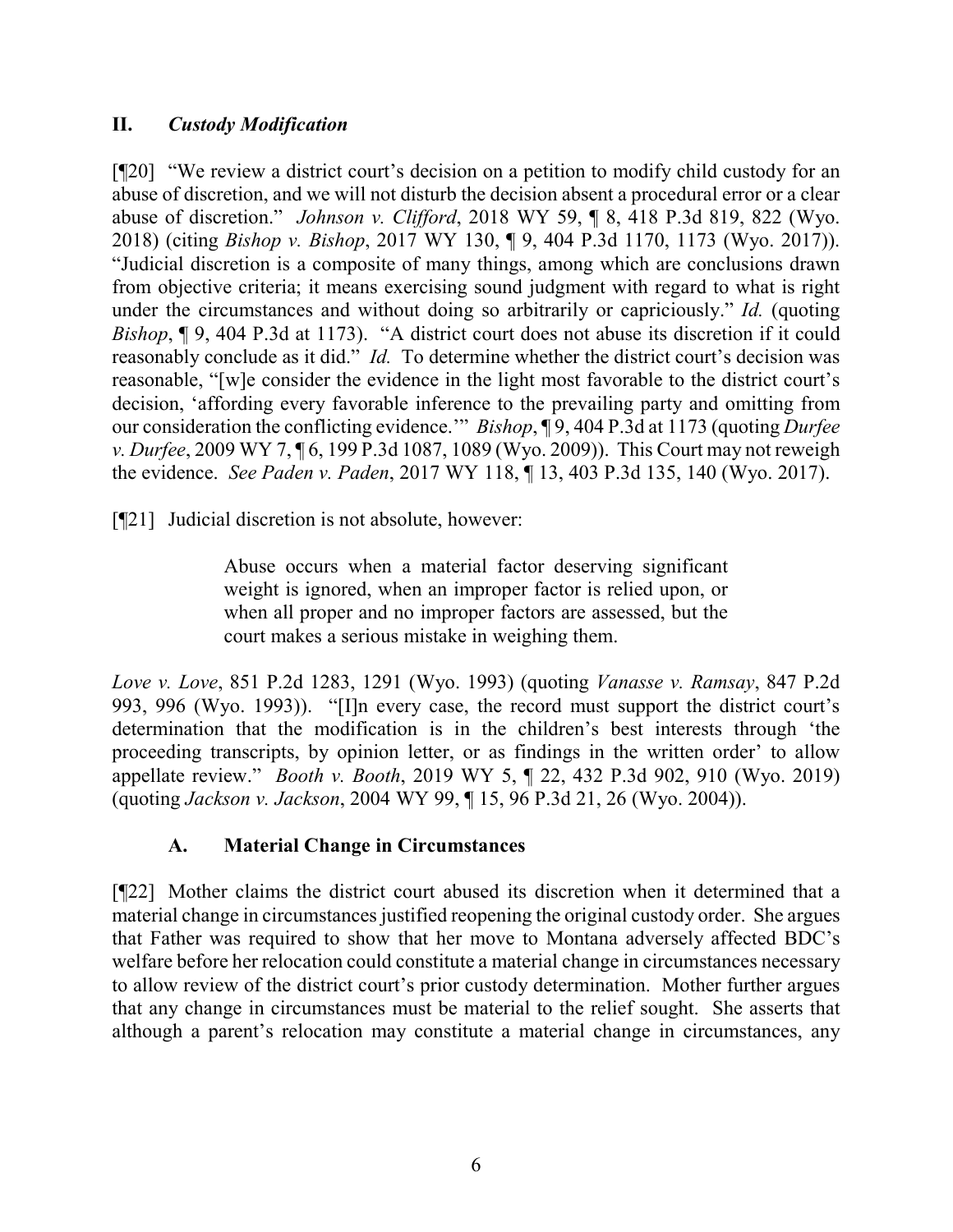## II. *Custody Modification*

[¶20] "We review a district court's decision on a petition to modify child custody for an abuse of discretion, and we will not disturb the decision absent a procedural error or a clear abuse of discretion." *Johnson v. Clifford*, 2018 WY 59, ¶ 8, 418 P.3d 819, 822 (Wyo. 2018) (citing *Bishop v. Bishop*, 2017 WY 130, ¶ 9, 404 P.3d 1170, 1173 (Wyo. 2017)). "Judicial discretion is a composite of many things, among which are conclusions drawn from objective criteria; it means exercising sound judgment with regard to what is right under the circumstances and without doing so arbitrarily or capriciously." *Id.* (quoting *Bishop*, ¶ 9, 404 P.3d at 1173). "A district court does not abuse its discretion if it could reasonably conclude as it did." *Id.* To determine whether the district court's decision was reasonable, "[w]e consider the evidence in the light most favorable to the district court's decision, 'affording every favorable inference to the prevailing party and omitting from our consideration the conflicting evidence.'" *Bishop*, ¶ 9, 404 P.3d at 1173 (quoting *Durfee v. Durfee*, 2009 WY 7, ¶ 6, 199 P.3d 1087, 1089 (Wyo. 2009)). This Court may not reweigh the evidence. *See Paden v. Paden*, 2017 WY 118, ¶ 13, 403 P.3d 135, 140 (Wyo. 2017).

[¶21] Judicial discretion is not absolute, however:

> Abuse occurs when a material factor deserving significant weight is ignored, when an improper factor is relied upon, or when all proper and no improper factors are assessed, but the court makes a serious mistake in weighing them.

*Love v. Love*, 851 P.2d 1283, 1291 (Wyo. 1993) (quoting *Vanasse v. Ramsay*, 847 P.2d 993, 996 (Wyo. 1993)). "[I]n every case, the record must support the district court's determination that the modification is in the children's best interests through 'the proceeding transcripts, by opinion letter, or as findings in the written order' to allow appellate review." *Booth v. Booth*, 2019 WY 5, ¶ 22, 432 P.3d 902, 910 (Wyo. 2019) (quoting *Jackson v. Jackson*, 2004 WY 99, ¶ 15, 96 P.3d 21, 26 (Wyo. 2004)).

### A. Material Change in Circumstances

[¶22] Mother claims the district court abused its discretion when it determined that a material change in circumstances justified reopening the original custody order. She argues that Father was required to show that her move to Montana adversely affected BDC's welfare before her relocation could constitute a material change in circumstances necessary to allow review of the district court's prior custody determination. Mother further argues that any change in circumstances must be material to the relief sought. She asserts that although a parent's relocation may constitute a material change in circumstances, any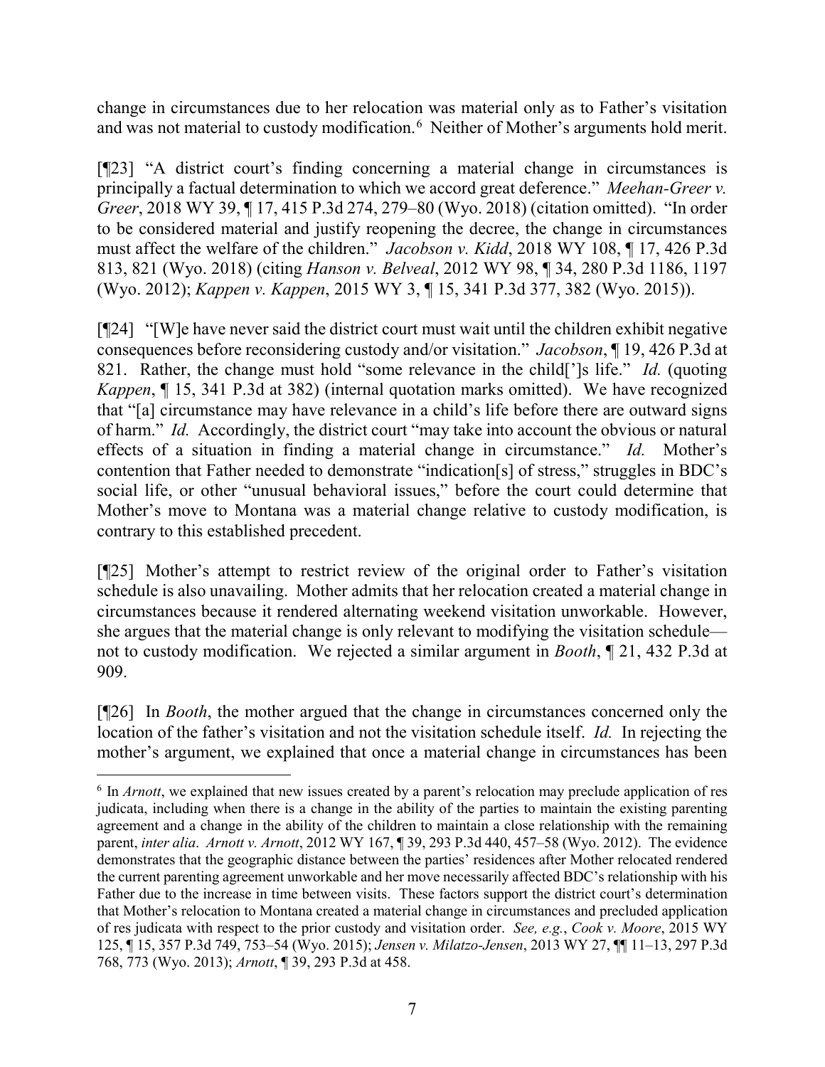change in circumstances due to her relocation was material only as to Father's visitation and was not material to custody modification.[6] Neither of Mother's arguments hold merit.

[¶23] "A district court's finding concerning a material change in circumstances is principally a factual determination to which we accord great deference." *Meehan-Greer v. Greer*, 2018 WY 39, ¶ 17, 415 P.3d 274, 279–80 (Wyo. 2018) (citation omitted). "In order to be considered material and justify reopening the decree, the change in circumstances must affect the welfare of the children." *Jacobson v. Kidd*, 2018 WY 108, ¶ 17, 426 P.3d 813, 821 (Wyo. 2018) (citing *Hanson v. Belveal*, 2012 WY 98, ¶ 34, 280 P.3d 1186, 1197 (Wyo. 2012); *Kappen v. Kappen*, 2015 WY 3, ¶ 15, 341 P.3d 377, 382 (Wyo. 2015)).

[¶24] "[W]e have never said the district court must wait until the children exhibit negative consequences before reconsidering custody and/or visitation." *Jacobson*, ¶ 19, 426 P.3d at 821. Rather, the change must hold "some relevance in the child[']s life." *Id.* (quoting *Kappen*, ¶ 15, 341 P.3d at 382) (internal quotation marks omitted). We have recognized that "[a] circumstance may have relevance in a child's life before there are outward signs of harm." *Id.* Accordingly, the district court "may take into account the obvious or natural effects of a situation in finding a material change in circumstance." *Id.* Mother's contention that Father needed to demonstrate "indication[s] of stress," struggles in BDC's social life, or other "unusual behavioral issues," before the court could determine that Mother's move to Montana was a material change relative to custody modification, is contrary to this established precedent.

[¶25] Mother's attempt to restrict review of the original order to Father's visitation schedule is also unavailing. Mother admits that her relocation created a material change in circumstances because it rendered alternating weekend visitation unworkable. However, she argues that the material change is only relevant to modifying the visitation schedule—not to custody modification. We rejected a similar argument in *Booth*, ¶ 21, 432 P.3d at 909.

[¶26] In *Booth*, the mother argued that the change in circumstances concerned only the location of the father's visitation and not the visitation schedule itself. *Id.* In rejecting the mother's argument, we explained that once a material change in circumstances has been

---

[6] In *Arnott*, we explained that new issues created by a parent's relocation may preclude application of res judicata, including when there is a change in the ability of the parties to maintain the existing parenting agreement and a change in the ability of the children to maintain a close relationship with the remaining parent, *inter alia*. *Arnott v. Arnott*, 2012 WY 167, ¶ 39, 293 P.3d 440, 457–58 (Wyo. 2012). The evidence demonstrates that the geographic distance between the parties' residences after Mother relocated rendered the current parenting agreement unworkable and her move necessarily affected BDC's relationship with his Father due to the increase in time between visits. These factors support the district court's determination that Mother's relocation to Montana created a material change in circumstances and precluded application of res judicata with respect to the prior custody and visitation order. *See, e.g.*, *Cook v. Moore*, 2015 WY 125, ¶ 15, 357 P.3d 749, 753–54 (Wyo. 2015); *Jensen v. Milatzo-Jensen*, 2013 WY 27, ¶¶ 11–13, 297 P.3d 768, 773 (Wyo. 2013); *Arnott*, ¶ 39, 293 P.3d at 458.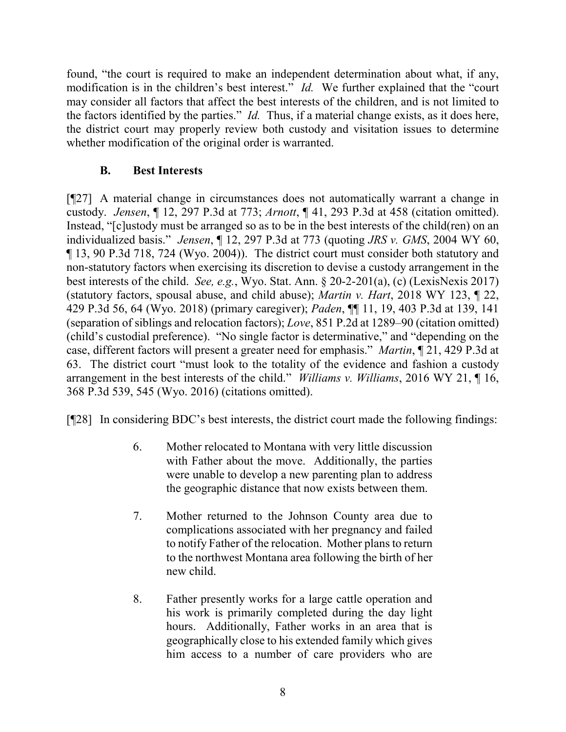found, "the court is required to make an independent determination about what, if any, modification is in the children's best interest." *Id.* We further explained that the "court may consider all factors that affect the best interests of the children, and is not limited to the factors identified by the parties." *Id.* Thus, if a material change exists, as it does here, the district court may properly review both custody and visitation issues to determine whether modification of the original order is warranted.

### B. Best Interests

[¶27] A material change in circumstances does not automatically warrant a change in custody. *Jensen*, ¶ 12, 297 P.3d at 773; *Arnott*, ¶ 41, 293 P.3d at 458 (citation omitted). Instead, "[c]ustody must be arranged so as to be in the best interests of the child(ren) on an individualized basis." *Jensen*, ¶ 12, 297 P.3d at 773 (quoting *JRS v. GMS*, 2004 WY 60, ¶ 13, 90 P.3d 718, 724 (Wyo. 2004)). The district court must consider both statutory and non-statutory factors when exercising its discretion to devise a custody arrangement in the best interests of the child. *See, e.g.*, Wyo. Stat. Ann. § 20-2-201(a), (c) (LexisNexis 2017) (statutory factors, spousal abuse, and child abuse); *Martin v. Hart*, 2018 WY 123, ¶ 22, 429 P.3d 56, 64 (Wyo. 2018) (primary caregiver); *Paden*, ¶¶ 11, 19, 403 P.3d at 139, 141 (separation of siblings and relocation factors); *Love*, 851 P.2d at 1289–90 (citation omitted) (child's custodial preference). "No single factor is determinative," and "depending on the case, different factors will present a greater need for emphasis." *Martin*, ¶ 21, 429 P.3d at 63. The district court "must look to the totality of the evidence and fashion a custody arrangement in the best interests of the child." *Williams v. Williams*, 2016 WY 21, ¶ 16, 368 P.3d 539, 545 (Wyo. 2016) (citations omitted).

[¶28] In considering BDC's best interests, the district court made the following findings:

> 6. Mother relocated to Montana with very little discussion with Father about the move. Additionally, the parties were unable to develop a new parenting plan to address the geographic distance that now exists between them.
>
> 7. Mother returned to the Johnson County area due to complications associated with her pregnancy and failed to notify Father of the relocation. Mother plans to return to the northwest Montana area following the birth of her new child.
>
> 8. Father presently works for a large cattle operation and his work is primarily completed during the day light hours. Additionally, Father works in an area that is geographically close to his extended family which gives him access to a number of care providers who are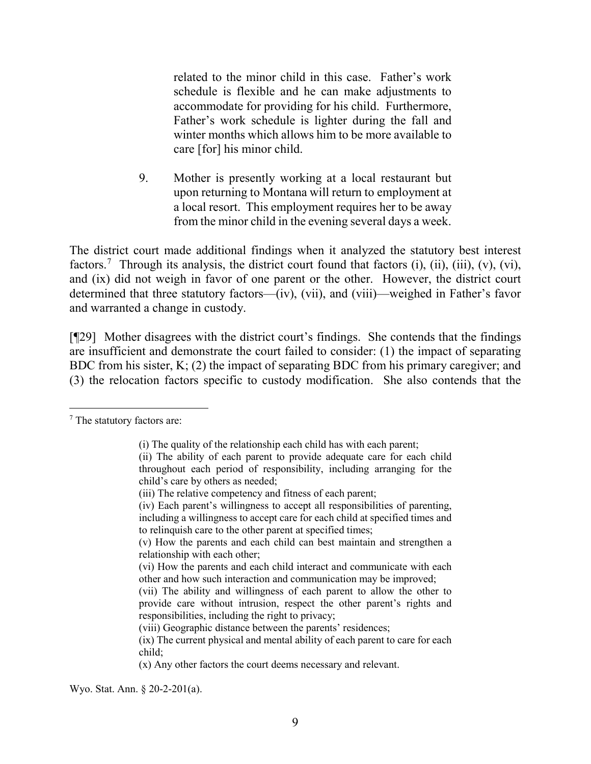> related to the minor child in this case. Father's work schedule is flexible and he can make adjustments to accommodate for providing for his child. Furthermore, Father's work schedule is lighter during the fall and winter months which allows him to be more available to care [for] his minor child.
>
> 9. Mother is presently working at a local restaurant but upon returning to Montana will return to employment at a local resort. This employment requires her to be away from the minor child in the evening several days a week.

The district court made additional findings when it analyzed the statutory best interest factors.[7] Through its analysis, the district court found that factors (i), (ii), (iii), (v), (vi), and (ix) did not weigh in favor of one parent or the other. However, the district court determined that three statutory factors—(iv), (vii), and (viii)—weighed in Father's favor and warranted a change in custody.

[¶29] Mother disagrees with the district court's findings. She contends that the findings are insufficient and demonstrate the court failed to consider: (1) the impact of separating BDC from his sister, K; (2) the impact of separating BDC from his primary caregiver; and (3) the relocation factors specific to custody modification. She also contends that the

---

[7] The statutory factors are:

> (i) The quality of the relationship each child has with each parent;
> (ii) The ability of each parent to provide adequate care for each child throughout each period of responsibility, including arranging for the child's care by others as needed;
> (iii) The relative competency and fitness of each parent;
> (iv) Each parent's willingness to accept all responsibilities of parenting, including a willingness to accept care for each child at specified times and to relinquish care to the other parent at specified times;
> (v) How the parents and each child can best maintain and strengthen a relationship with each other;
> (vi) How the parents and each child interact and communicate with each other and how such interaction and communication may be improved;
> (vii) The ability and willingness of each parent to allow the other to provide care without intrusion, respect the other parent's rights and responsibilities, including the right to privacy;
> (viii) Geographic distance between the parents' residences;
> (ix) The current physical and mental ability of each parent to care for each child;
> (x) Any other factors the court deems necessary and relevant.

Wyo. Stat. Ann. § 20-2-201(a).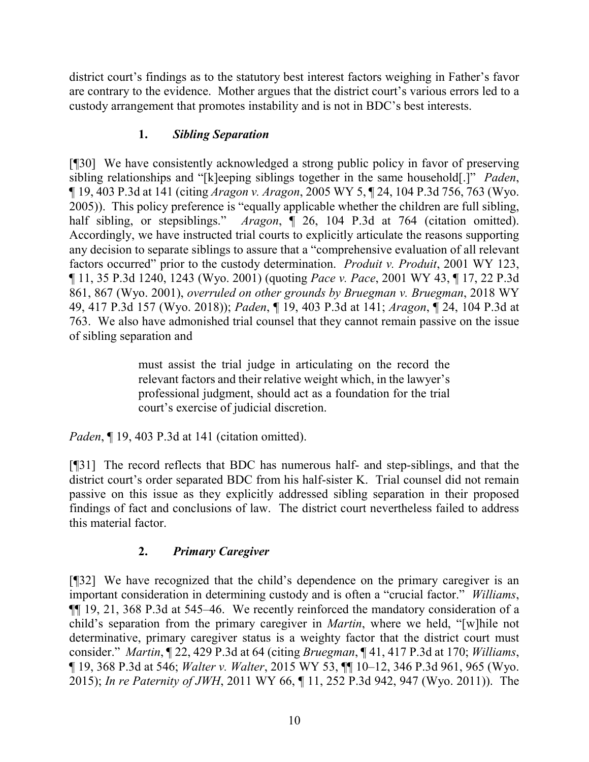district court's findings as to the statutory best interest factors weighing in Father's favor are contrary to the evidence. Mother argues that the district court's various errors led to a custody arrangement that promotes instability and is not in BDC's best interests.

### 1. *Sibling Separation*

[¶30] We have consistently acknowledged a strong public policy in favor of preserving sibling relationships and "[k]eeping siblings together in the same household[.]" *Paden*, ¶ 19, 403 P.3d at 141 (citing *Aragon v. Aragon*, 2005 WY 5, ¶ 24, 104 P.3d 756, 763 (Wyo. 2005)). This policy preference is "equally applicable whether the children are full sibling, half sibling, or stepsiblings." *Aragon*, ¶ 26, 104 P.3d at 764 (citation omitted). Accordingly, we have instructed trial courts to explicitly articulate the reasons supporting any decision to separate siblings to assure that a "comprehensive evaluation of all relevant factors occurred" prior to the custody determination. *Produit v. Produit*, 2001 WY 123, ¶ 11, 35 P.3d 1240, 1243 (Wyo. 2001) (quoting *Pace v. Pace*, 2001 WY 43, ¶ 17, 22 P.3d 861, 867 (Wyo. 2001), *overruled on other grounds by Bruegman v. Bruegman*, 2018 WY 49, 417 P.3d 157 (Wyo. 2018)); *Paden*, ¶ 19, 403 P.3d at 141; *Aragon*, ¶ 24, 104 P.3d at 763. We also have admonished trial counsel that they cannot remain passive on the issue of sibling separation and

> must assist the trial judge in articulating on the record the relevant factors and their relative weight which, in the lawyer's professional judgment, should act as a foundation for the trial court's exercise of judicial discretion.

*Paden*, ¶ 19, 403 P.3d at 141 (citation omitted).

[¶31] The record reflects that BDC has numerous half- and step-siblings, and that the district court's order separated BDC from his half-sister K. Trial counsel did not remain passive on this issue as they explicitly addressed sibling separation in their proposed findings of fact and conclusions of law. The district court nevertheless failed to address this material factor.

### 2. *Primary Caregiver*

[¶32] We have recognized that the child's dependence on the primary caregiver is an important consideration in determining custody and is often a "crucial factor." *Williams*, ¶¶ 19, 21, 368 P.3d at 545–46. We recently reinforced the mandatory consideration of a child's separation from the primary caregiver in *Martin*, where we held, "[w]hile not determinative, primary caregiver status is a weighty factor that the district court must consider." *Martin*, ¶ 22, 429 P.3d at 64 (citing *Bruegman*, ¶ 41, 417 P.3d at 170; *Williams*, ¶ 19, 368 P.3d at 546; *Walter v. Walter*, 2015 WY 53, ¶¶ 10–12, 346 P.3d 961, 965 (Wyo. 2015); *In re Paternity of JWH*, 2011 WY 66, ¶ 11, 252 P.3d 942, 947 (Wyo. 2011)). The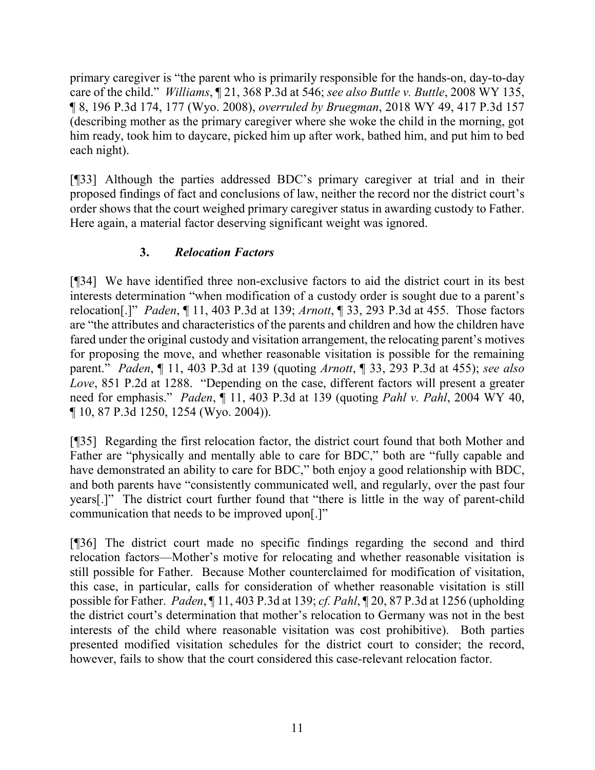primary caregiver is "the parent who is primarily responsible for the hands-on, day-to-day care of the child." *Williams*, ¶ 21, 368 P.3d at 546; *see also Buttle v. Buttle*, 2008 WY 135, ¶ 8, 196 P.3d 174, 177 (Wyo. 2008), *overruled by Bruegman*, 2018 WY 49, 417 P.3d 157 (describing mother as the primary caregiver where she woke the child in the morning, got him ready, took him to daycare, picked him up after work, bathed him, and put him to bed each night).

[¶33] Although the parties addressed BDC's primary caregiver at trial and in their proposed findings of fact and conclusions of law, neither the record nor the district court's order shows that the court weighed primary caregiver status in awarding custody to Father. Here again, a material factor deserving significant weight was ignored.

### 3. *Relocation Factors*

[¶34] We have identified three non-exclusive factors to aid the district court in its best interests determination "when modification of a custody order is sought due to a parent's relocation[.]" *Paden*, ¶ 11, 403 P.3d at 139; *Arnott*, ¶ 33, 293 P.3d at 455. Those factors are "the attributes and characteristics of the parents and children and how the children have fared under the original custody and visitation arrangement, the relocating parent's motives for proposing the move, and whether reasonable visitation is possible for the remaining parent." *Paden*, ¶ 11, 403 P.3d at 139 (quoting *Arnott*, ¶ 33, 293 P.3d at 455); *see also Love*, 851 P.2d at 1288. "Depending on the case, different factors will present a greater need for emphasis." *Paden*, ¶ 11, 403 P.3d at 139 (quoting *Pahl v. Pahl*, 2004 WY 40, ¶ 10, 87 P.3d 1250, 1254 (Wyo. 2004)).

[¶35] Regarding the first relocation factor, the district court found that both Mother and Father are "physically and mentally able to care for BDC," both are "fully capable and have demonstrated an ability to care for BDC," both enjoy a good relationship with BDC, and both parents have "consistently communicated well, and regularly, over the past four years[.]" The district court further found that "there is little in the way of parent-child communication that needs to be improved upon[.]"

[¶36] The district court made no specific findings regarding the second and third relocation factors—Mother's motive for relocating and whether reasonable visitation is still possible for Father. Because Mother counterclaimed for modification of visitation, this case, in particular, calls for consideration of whether reasonable visitation is still possible for Father. *Paden*, ¶ 11, 403 P.3d at 139; *cf. Pahl*, ¶ 20, 87 P.3d at 1256 (upholding the district court's determination that mother's relocation to Germany was not in the best interests of the child where reasonable visitation was cost prohibitive). Both parties presented modified visitation schedules for the district court to consider; the record, however, fails to show that the court considered this case-relevant relocation factor.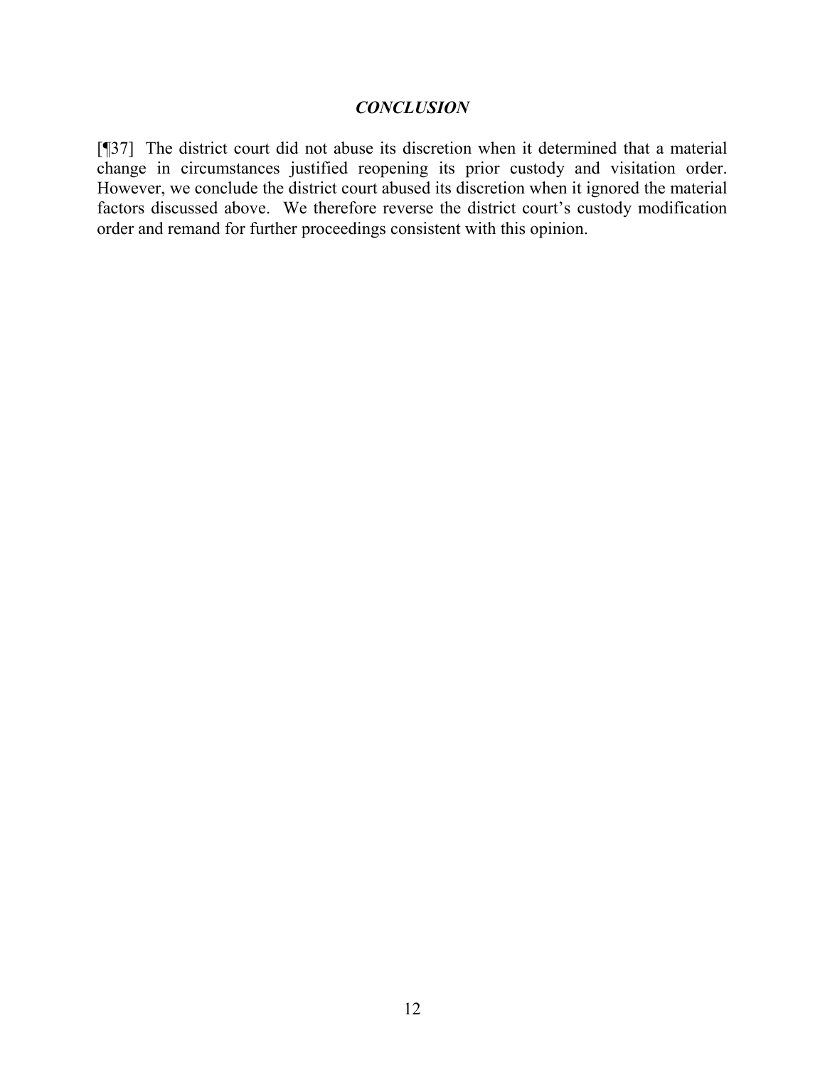## *CONCLUSION*

[¶37] The district court did not abuse its discretion when it determined that a material change in circumstances justified reopening its prior custody and visitation order. However, we conclude the district court abused its discretion when it ignored the material factors discussed above. We therefore reverse the district court's custody modification order and remand for further proceedings consistent with this opinion.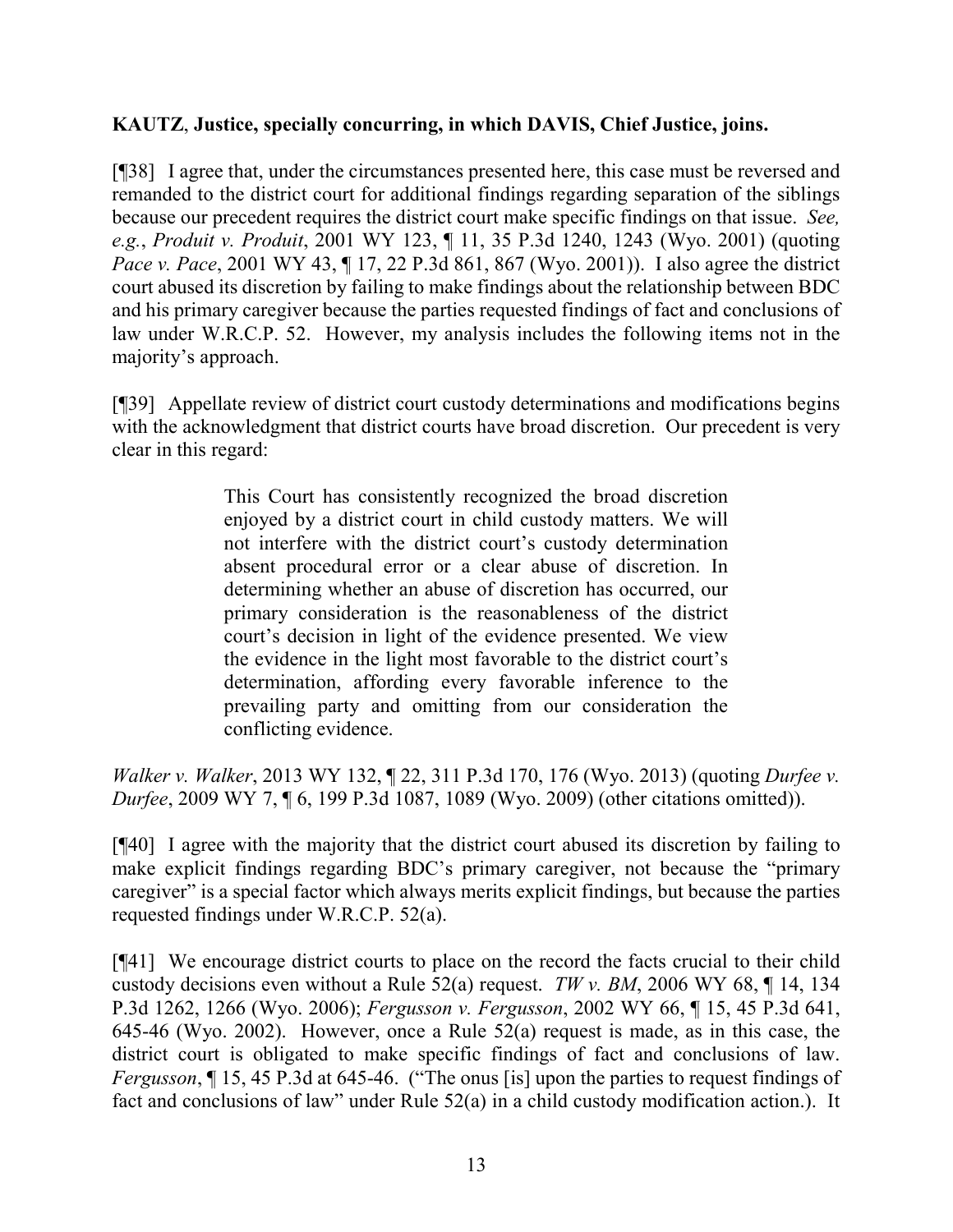**KAUTZ, Justice, specially concurring, in which DAVIS, Chief Justice, joins.**

[¶38] I agree that, under the circumstances presented here, this case must be reversed and remanded to the district court for additional findings regarding separation of the siblings because our precedent requires the district court make specific findings on that issue. *See, e.g.*, *Produit v. Produit*, 2001 WY 123, ¶ 11, 35 P.3d 1240, 1243 (Wyo. 2001) (quoting *Pace v. Pace*, 2001 WY 43, ¶ 17, 22 P.3d 861, 867 (Wyo. 2001)). I also agree the district court abused its discretion by failing to make findings about the relationship between BDC and his primary caregiver because the parties requested findings of fact and conclusions of law under W.R.C.P. 52. However, my analysis includes the following items not in the majority's approach.

[¶39] Appellate review of district court custody determinations and modifications begins with the acknowledgment that district courts have broad discretion. Our precedent is very clear in this regard:

> This Court has consistently recognized the broad discretion enjoyed by a district court in child custody matters. We will not interfere with the district court's custody determination absent procedural error or a clear abuse of discretion. In determining whether an abuse of discretion has occurred, our primary consideration is the reasonableness of the district court's decision in light of the evidence presented. We view the evidence in the light most favorable to the district court's determination, affording every favorable inference to the prevailing party and omitting from our consideration the conflicting evidence.

*Walker v. Walker*, 2013 WY 132, ¶ 22, 311 P.3d 170, 176 (Wyo. 2013) (quoting *Durfee v. Durfee*, 2009 WY 7, ¶ 6, 199 P.3d 1087, 1089 (Wyo. 2009) (other citations omitted)).

[¶40] I agree with the majority that the district court abused its discretion by failing to make explicit findings regarding BDC's primary caregiver, not because the "primary caregiver" is a special factor which always merits explicit findings, but because the parties requested findings under W.R.C.P. 52(a).

[¶41] We encourage district courts to place on the record the facts crucial to their child custody decisions even without a Rule 52(a) request. *TW v. BM*, 2006 WY 68, ¶ 14, 134 P.3d 1262, 1266 (Wyo. 2006); *Fergusson v. Fergusson*, 2002 WY 66, ¶ 15, 45 P.3d 641, 645-46 (Wyo. 2002). However, once a Rule 52(a) request is made, as in this case, the district court is obligated to make specific findings of fact and conclusions of law. *Fergusson*, ¶ 15, 45 P.3d at 645-46. ("The onus [is] upon the parties to request findings of fact and conclusions of law" under Rule 52(a) in a child custody modification action.). It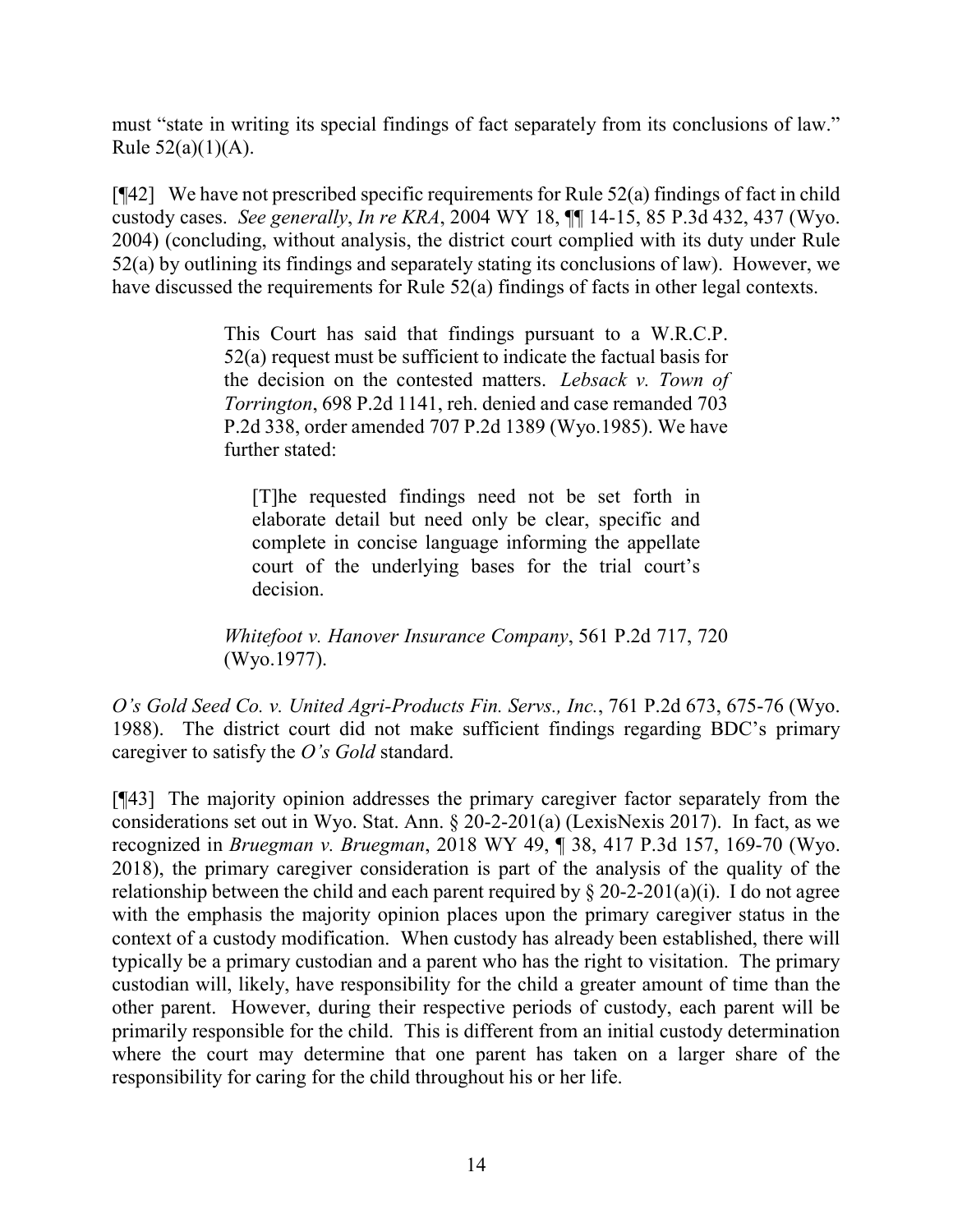must "state in writing its special findings of fact separately from its conclusions of law." Rule 52(a)(1)(A).

[¶42] We have not prescribed specific requirements for Rule 52(a) findings of fact in child custody cases. *See generally*, *In re KRA*, 2004 WY 18, ¶¶ 14-15, 85 P.3d 432, 437 (Wyo. 2004) (concluding, without analysis, the district court complied with its duty under Rule 52(a) by outlining its findings and separately stating its conclusions of law). However, we have discussed the requirements for Rule 52(a) findings of facts in other legal contexts.

> This Court has said that findings pursuant to a W.R.C.P. 52(a) request must be sufficient to indicate the factual basis for the decision on the contested matters. *Lebsack v. Town of Torrington*, 698 P.2d 1141, reh. denied and case remanded 703 P.2d 338, order amended 707 P.2d 1389 (Wyo.1985). We have further stated:
>
> > [T]he requested findings need not be set forth in elaborate detail but need only be clear, specific and complete in concise language informing the appellate court of the underlying bases for the trial court's decision.
>
> *Whitefoot v. Hanover Insurance Company*, 561 P.2d 717, 720 (Wyo.1977).

*O's Gold Seed Co. v. United Agri-Products Fin. Servs., Inc.*, 761 P.2d 673, 675-76 (Wyo. 1988). The district court did not make sufficient findings regarding BDC's primary caregiver to satisfy the *O's Gold* standard.

[¶43] The majority opinion addresses the primary caregiver factor separately from the considerations set out in Wyo. Stat. Ann. § 20-2-201(a) (LexisNexis 2017). In fact, as we recognized in *Bruegman v. Bruegman*, 2018 WY 49, ¶ 38, 417 P.3d 157, 169-70 (Wyo. 2018), the primary caregiver consideration is part of the analysis of the quality of the relationship between the child and each parent required by § 20-2-201(a)(i). I do not agree with the emphasis the majority opinion places upon the primary caregiver status in the context of a custody modification. When custody has already been established, there will typically be a primary custodian and a parent who has the right to visitation. The primary custodian will, likely, have responsibility for the child a greater amount of time than the other parent. However, during their respective periods of custody, each parent will be primarily responsible for the child. This is different from an initial custody determination where the court may determine that one parent has taken on a larger share of the responsibility for caring for the child throughout his or her life.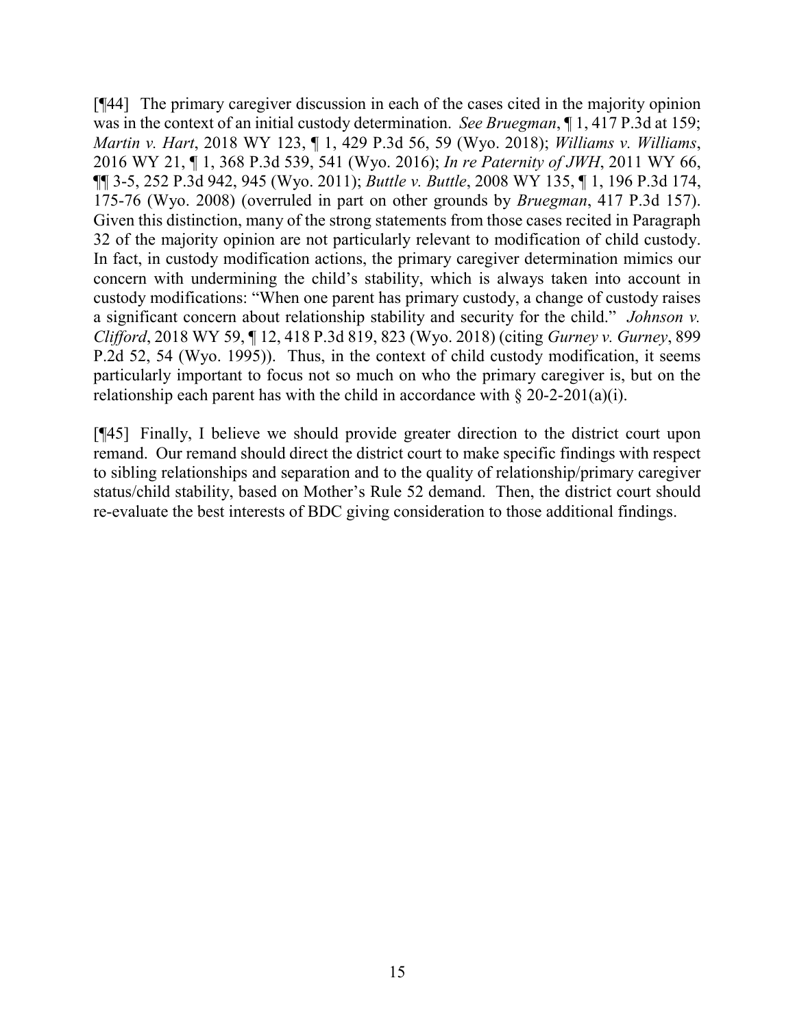[¶44] The primary caregiver discussion in each of the cases cited in the majority opinion was in the context of an initial custody determination. *See Bruegman*, ¶ 1, 417 P.3d at 159; *Martin v. Hart*, 2018 WY 123, ¶ 1, 429 P.3d 56, 59 (Wyo. 2018); *Williams v. Williams*, 2016 WY 21, ¶ 1, 368 P.3d 539, 541 (Wyo. 2016); *In re Paternity of JWH*, 2011 WY 66, ¶¶ 3-5, 252 P.3d 942, 945 (Wyo. 2011); *Buttle v. Buttle*, 2008 WY 135, ¶ 1, 196 P.3d 174, 175-76 (Wyo. 2008) (overruled in part on other grounds by *Bruegman*, 417 P.3d 157). Given this distinction, many of the strong statements from those cases recited in Paragraph 32 of the majority opinion are not particularly relevant to modification of child custody. In fact, in custody modification actions, the primary caregiver determination mimics our concern with undermining the child's stability, which is always taken into account in custody modifications: "When one parent has primary custody, a change of custody raises a significant concern about relationship stability and security for the child." *Johnson v. Clifford*, 2018 WY 59, ¶ 12, 418 P.3d 819, 823 (Wyo. 2018) (citing *Gurney v. Gurney*, 899 P.2d 52, 54 (Wyo. 1995)). Thus, in the context of child custody modification, it seems particularly important to focus not so much on who the primary caregiver is, but on the relationship each parent has with the child in accordance with § 20-2-201(a)(i).

[¶45] Finally, I believe we should provide greater direction to the district court upon remand. Our remand should direct the district court to make specific findings with respect to sibling relationships and separation and to the quality of relationship/primary caregiver status/child stability, based on Mother's Rule 52 demand. Then, the district court should re-evaluate the best interests of BDC giving consideration to those additional findings.